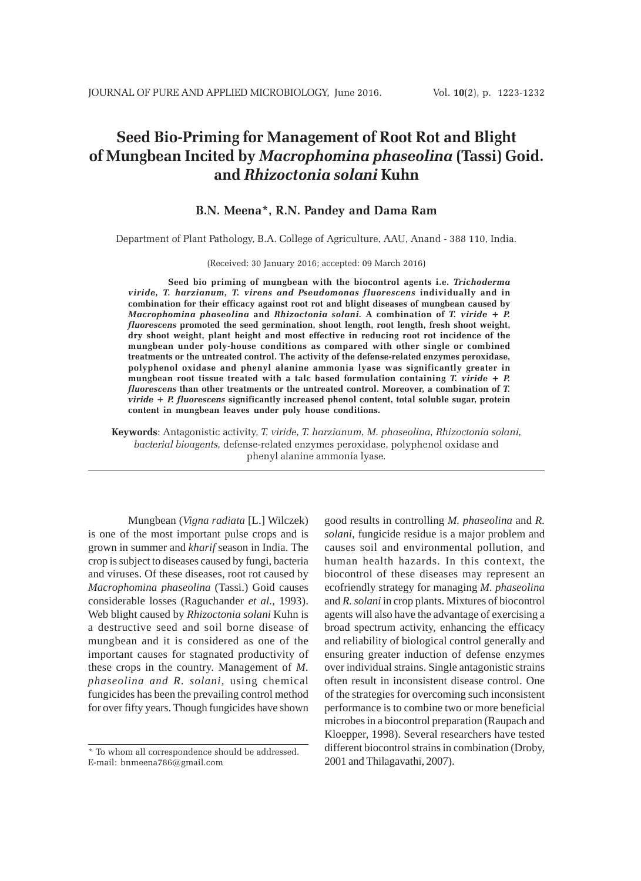# Seed Bio-Priming for Management of Root Rot and Blight of Mungbean Incited by *Macrophomina phaseolina* (Tassi) Goid. and *Rhizoctonia solani* Kuhn

**B.N. Meena\*, R.N. Pandey and Dama Ram**

Department of Plant Pathology, B.A. College of Agriculture, AAU, Anand - 388 110, India.

(Received: 30 January 2016; accepted: 09 March 2016)

**Seed bio priming of mungbean with the biocontrol agents i.e. *Trichoderma viride, T. harzianum, T. virens and Pseudomonas fluorescens* individually and in combination for their efficacy against root rot and blight diseases of mungbean caused by *Macrophomina phaseolina* and *Rhizoctonia solani*. A combination of *T. viride + P. fluorescens* promoted the seed germination, shoot length, root length, fresh shoot weight, dry shoot weight, plant height and most effective in reducing root rot incidence of the mungbean under poly-house conditions as compared with other single or combined treatments or the untreated control. The activity of the defense-related enzymes peroxidase, polyphenol oxidase and phenyl alanine ammonia lyase was significantly greater in mungbean root tissue treated with a talc based formulation containing *T. viride + P. fluorescens* than other treatments or the untreated control. Moreover, a combination of *T. viride + P. fluorescens* significantly increased phenol content, total soluble sugar, protein content in mungbean leaves under poly house conditions.**

**Keywords**: Antagonistic activity, *T. viride, T. harzianum, M. phaseolina, Rhizoctonia solani, bacterial bioagents,* defense-related enzymes peroxidase, polyphenol oxidase and phenyl alanine ammonia lyase.

Mungbean (*Vigna radiata* [L.] Wilczek) is one of the most important pulse crops and is grown in summer and *kharif* season in India. The crop is subject to diseases caused by fungi, bacteria and viruses. Of these diseases, root rot caused by *Macrophomina phaseolina* (Tassi.) Goid causes considerable losses (Raguchander *et al.*, 1993). Web blight caused by *Rhizoctonia solani* Kuhn is a destructive seed and soil borne disease of mungbean and it is considered as one of the important causes for stagnated productivity of these crops in the country. Management of *M. phaseolina and R. solani*, using chemical fungicides has been the prevailing control method for over fifty years. Though fungicides have shown good results in controlling *M. phaseolina* and *R. solani*, fungicide residue is a major problem and causes soil and environmental pollution, and human health hazards. In this context, the biocontrol of these diseases may represent an ecofriendly strategy for managing *M. phaseolina* and *R. solani* in crop plants. Mixtures of biocontrol agents will also have the advantage of exercising a broad spectrum activity, enhancing the efficacy and reliability of biological control generally and ensuring greater induction of defense enzymes over individual strains. Single antagonistic strains often result in inconsistent disease control. One of the strategies for overcoming such inconsistent performance is to combine two or more beneficial microbes in a biocontrol preparation (Raupach and Kloepper, 1998). Several researchers have tested different biocontrol strains in combination (Droby, 2001 and Thilagavathi, 2007).

\* To whom all correspondence should be addressed.
E-mail: bnmeena786@gmail.com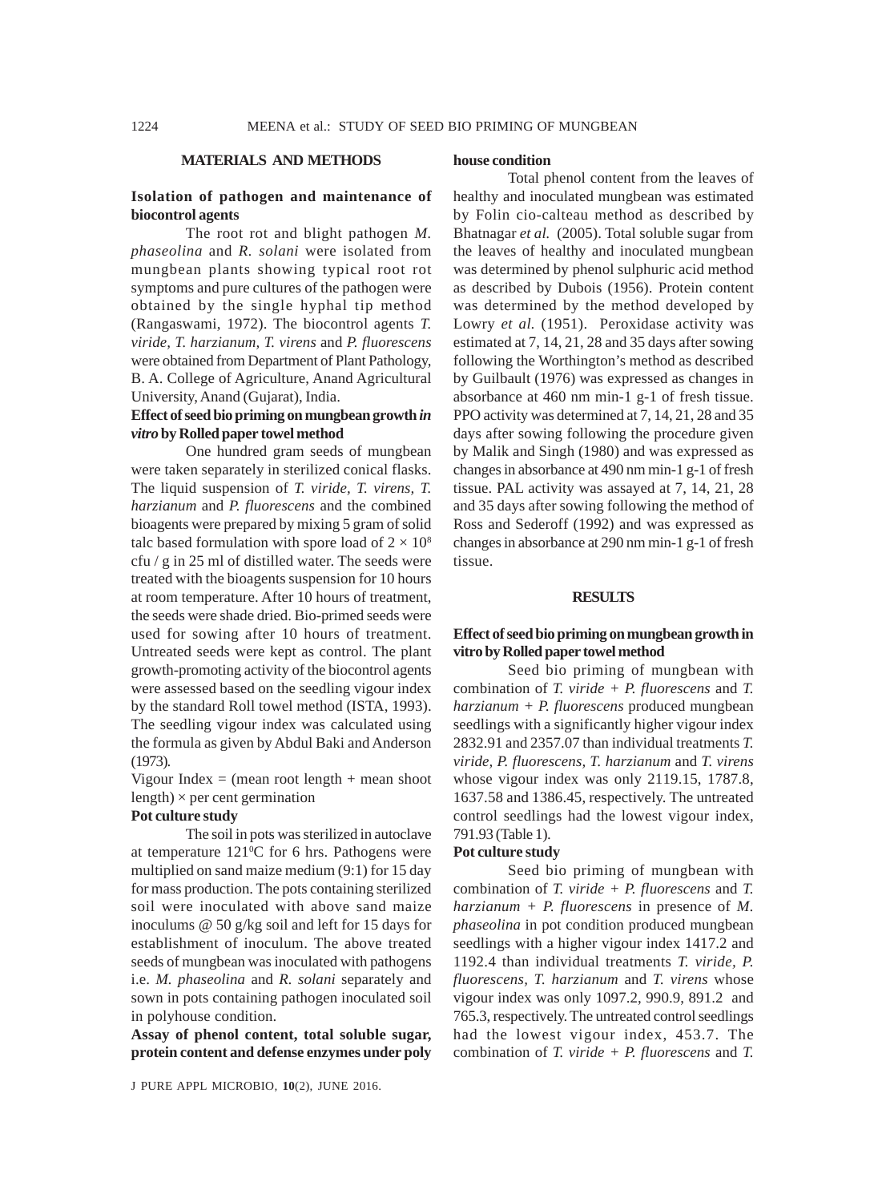## MATERIALS AND METHODS

### Isolation of pathogen and maintenance of biocontrol agents

The root rot and blight pathogen *M. phaseolina* and *R. solani* were isolated from mungbean plants showing typical root rot symptoms and pure cultures of the pathogen were obtained by the single hyphal tip method (Rangaswami, 1972). The biocontrol agents *T. viride*, *T. harzianum*, *T. virens* and *P. fluorescens* were obtained from Department of Plant Pathology, B. A. College of Agriculture, Anand Agricultural University, Anand (Gujarat), India.

### Effect of seed bio priming on mungbean growth *in vitro* by Rolled paper towel method

One hundred gram seeds of mungbean were taken separately in sterilized conical flasks. The liquid suspension of *T. viride*, *T. virens*, *T. harzianum* and *P. fluorescens* and the combined bioagents were prepared by mixing 5 gram of solid talc based formulation with spore load of $2 \times 10^8$ cfu / g in 25 ml of distilled water. The seeds were treated with the bioagents suspension for 10 hours at room temperature. After 10 hours of treatment, the seeds were shade dried. Bio-primed seeds were used for sowing after 10 hours of treatment. Untreated seeds were kept as control. The plant growth-promoting activity of the biocontrol agents were assessed based on the seedling vigour index by the standard Roll towel method (ISTA, 1993). The seedling vigour index was calculated using the formula as given by Abdul Baki and Anderson (1973).

Vigour Index = (mean root length + mean shoot length) × per cent germination

### Pot culture study

The soil in pots was sterilized in autoclave at temperature 121$^0$C for 6 hrs. Pathogens were multiplied on sand maize medium (9:1) for 15 day for mass production. The pots containing sterilized soil were inoculated with above sand maize inoculums @ 50 g/kg soil and left for 15 days for establishment of inoculum. The above treated seeds of mungbean was inoculated with pathogens i.e. *M. phaseolina* and *R. solani* separately and sown in pots containing pathogen inoculated soil in polyhouse condition.

### Assay of phenol content, total soluble sugar, protein content and defense enzymes under poly house condition

Total phenol content from the leaves of healthy and inoculated mungbean was estimated by Folin cio-calteau method as described by Bhatnagar *et al.* (2005). Total soluble sugar from the leaves of healthy and inoculated mungbean was determined by phenol sulphuric acid method as described by Dubois (1956). Protein content was determined by the method developed by Lowry *et al.* (1951). Peroxidase activity was estimated at 7, 14, 21, 28 and 35 days after sowing following the Worthington's method as described by Guilbault (1976) was expressed as changes in absorbance at 460 nm min-1 g-1 of fresh tissue. PPO activity was determined at 7, 14, 21, 28 and 35 days after sowing following the procedure given by Malik and Singh (1980) and was expressed as changes in absorbance at 490 nm min-1 g-1 of fresh tissue. PAL activity was assayed at 7, 14, 21, 28 and 35 days after sowing following the method of Ross and Sederoff (1992) and was expressed as changes in absorbance at 290 nm min-1 g-1 of fresh tissue.

## RESULTS

### Effect of seed bio priming on mungbean growth in vitro by Rolled paper towel method

Seed bio priming of mungbean with combination of *T. viride + P. fluorescens* and *T. harzianum + P. fluorescens* produced mungbean seedlings with a significantly higher vigour index 2832.91 and 2357.07 than individual treatments *T. viride, P. fluorescens, T. harzianum* and *T. virens* whose vigour index was only 2119.15, 1787.8, 1637.58 and 1386.45, respectively. The untreated control seedlings had the lowest vigour index, 791.93 (Table 1).

### Pot culture study

Seed bio priming of mungbean with combination of *T. viride + P. fluorescens* and *T. harzianum + P. fluorescens* in presence of *M. phaseolina* in pot condition produced mungbean seedlings with a higher vigour index 1417.2 and 1192.4 than individual treatments *T. viride, P. fluorescens, T. harzianum* and *T. virens* whose vigour index was only 1097.2, 990.9, 891.2 and 765.3, respectively. The untreated control seedlings had the lowest vigour index, 453.7. The combination of *T. viride + P. fluorescens* and *T.*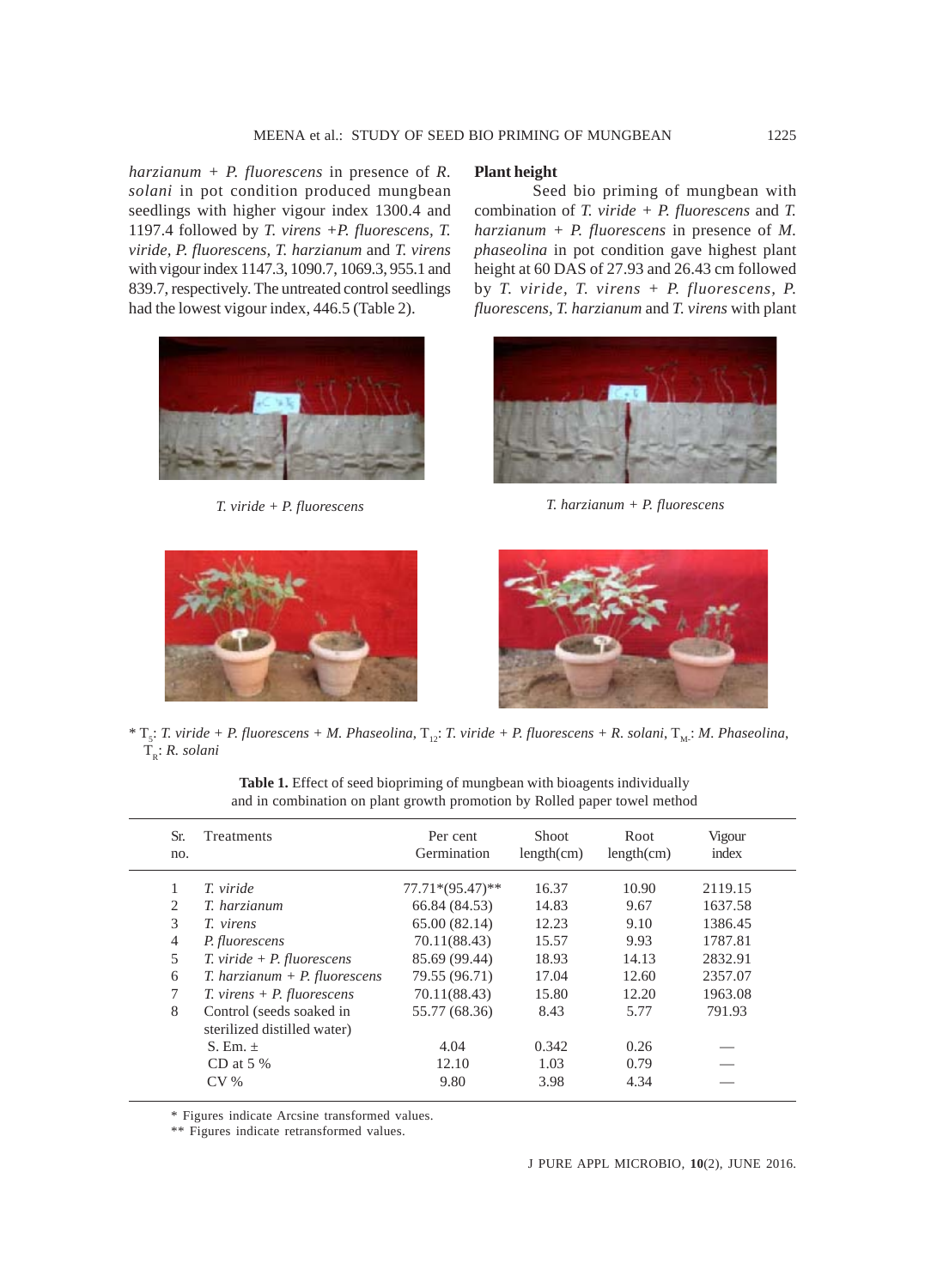*harzianum* + *P. fluorescens* in presence of *R. solani* in pot condition produced mungbean seedlings with higher vigour index 1300.4 and 1197.4 followed by *T. virens* +*P. fluorescens*, *T. viride*, *P. fluorescens*, *T. harzianum* and *T. virens* with vigour index 1147.3, 1090.7, 1069.3, 955.1 and 839.7, respectively. The untreated control seedlings had the lowest vigour index, 446.5 (Table 2).

### Plant height

Seed bio priming of mungbean with combination of *T. viride* + *P. fluorescens* and *T. harzianum* + *P. fluorescens* in presence of *M. phaseolina* in pot condition gave highest plant height at 60 DAS of 27.93 and 26.43 cm followed by *T. viride*, *T. virens* + *P. fluorescens*, *P. fluorescens*, *T. harzianum* and *T. virens* with plant

*T. viride* + *P. fluorescens*

*T. harzianum* + *P. fluorescens*

* $T_5$: *T. viride* + *P. fluorescens* + *M. Phaseolina*, $T_{12}$: *T. viride* + *P. fluorescens* + *R. solani*, $T_{M}$: *M. Phaseolina*, $T_R$: *R. solani*

**Table 1.** Effect of seed biopriming of mungbean with bioagents individually and in combination on plant growth promotion by Rolled paper towel method

| Sr. no. | Treatments | Per cent Germination | Shoot length(cm) | Root length(cm) | Vigour index |
|---|---|---|---|---|---|
| 1 | *T. viride* | 77.71*(95.47)** | 16.37 | 10.90 | 2119.15 |
| 2 | *T. harzianum* | 66.84 (84.53) | 14.83 | 9.67 | 1637.58 |
| 3 | *T. virens* | 65.00 (82.14) | 12.23 | 9.10 | 1386.45 |
| 4 | *P. fluorescens* | 70.11(88.43) | 15.57 | 9.93 | 1787.81 |
| 5 | *T. viride* + *P. fluorescens* | 85.69 (99.44) | 18.93 | 14.13 | 2832.91 |
| 6 | *T. harzianum* + *P. fluorescens* | 79.55 (96.71) | 17.04 | 12.60 | 2357.07 |
| 7 | *T. virens* + *P. fluorescens* | 70.11(88.43) | 15.80 | 12.20 | 1963.08 |
| 8 | Control (seeds soaked in sterilized distilled water) | 55.77 (68.36) | 8.43 | 5.77 | 791.93 |
| | S. Em. ± | 4.04 | 0.342 | 0.26 | — |
| | CD at 5 % | 12.10 | 1.03 | 0.79 | — |
| | CV % | 9.80 | 3.98 | 4.34 | — |

\* Figures indicate Arcsine transformed values.
\*\* Figures indicate retransformed values.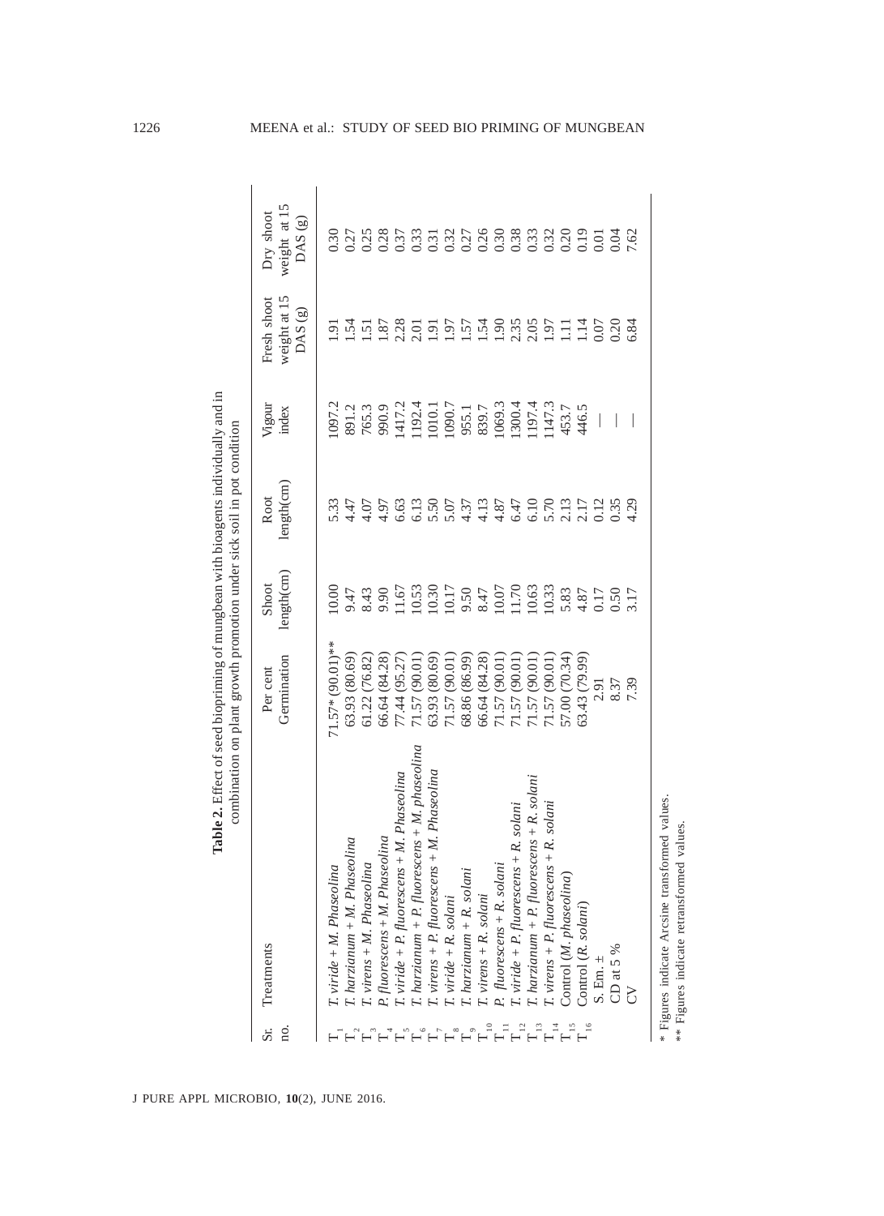**Table 2.** Effect of seed biopriming of mungbean with bioagents individually and in combination on plant growth promotion under sick soil in pot condition

| Sr. no. | Treatments | Per cent Germination | Shoot length(cm) | Root length(cm) | Vigour index | Fresh shoot weight at 15 DAS (g) | Dry shoot weight at 15 DAS (g) |
|---|---|---|---|---|---|---|---|
| $T_1$ | *T. viride* + *M. Phaseolina* | 71.57* (90.01)** | 10.00 | 5.33 | 1097.2 | 1.91 | 0.30 |
| $T_2$ | *T. harzianum* + *M. Phaseolina* | 63.93 (80.69) | 9.47 | 4.47 | 891.2 | 1.54 | 0.27 |
| $T_3$ | *T. virens* + *M. Phaseolina* | 61.22 (76.82) | 8.43 | 4.07 | 765.3 | 1.51 | 0.25 |
| $T_4$ | *P. fluorescens* + *M. Phaseolina* | 66.64 (84.28) | 9.90 | 4.97 | 990.9 | 1.87 | 0.28 |
| $T_5$ | *T. viride* + *P. fluorescens* + *M. Phaseolina* | 77.44 (95.27) | 11.67 | 6.63 | 1417.2 | 2.28 | 0.37 |
| $T_6$ | *T. harzianum* + *P. fluorescens* + *M. phaseolina* | 71.57 (90.01) | 10.53 | 6.13 | 1192.4 | 2.01 | 0.33 |
| $T_7$ | *T. virens* + *P. fluorescens* + *M. Phaseolina* | 63.93 (80.69) | 10.30 | 5.50 | 1010.1 | 1.91 | 0.31 |
| $T_8$ | *T. viride* + *R. solani* | 71.57 (90.01) | 10.17 | 5.07 | 1090.7 | 1.97 | 0.32 |
| $T_9$ | *T. harzianum* + *R. solani* | 68.86 (86.99) | 9.50 | 4.37 | 955.1 | 1.57 | 0.27 |
| $T_{10}$ | *T. virens* + *R. solani* | 66.64 (84.28) | 8.47 | 4.13 | 839.7 | 1.54 | 0.26 |
| $T_{11}$ | *P. fluorescens* + *R. solani* | 71.57 (90.01) | 10.07 | 4.87 | 1069.3 | 1.90 | 0.30 |
| $T_{12}$ | *T. viride* + *P. fluorescens* + *R. solani* | 71.57 (90.01) | 11.70 | 6.47 | 1300.4 | 2.35 | 0.38 |
| $T_{13}$ | *T. harzianum* + *P. fluorescens* + *R. solani* | 71.57 (90.01) | 10.63 | 6.10 | 1197.4 | 2.05 | 0.33 |
| $T_{14}$ | *T. virens* + *P. fluorescens* + *R. solani* | 71.57 (90.01) | 10.33 | 5.70 | 1147.3 | 1.97 | 0.32 |
| $T_{15}$ | Control (*M. phaseolina*) | 57.00 (70.34) | 5.83 | 2.13 | 453.7 | 1.11 | 0.20 |
| $T_{16}$ | Control (*R. solani*) | 63.43 (79.99) | 4.87 | 2.17 | 446.5 | 1.14 | 0.19 |
| | S. Em. ± | 2.91 | 0.17 | 0.12 | — | 0.07 | 0.01 |
| | CD at 5 % | 8.37 | 0.50 | 0.35 | — | 0.20 | 0.04 |
| | CV | 7.39 | 3.17 | 4.29 | — | 6.84 | 7.62 |

\* Figures indicate Arcsine transformed values.
\*\* Figures indicate retransformed values.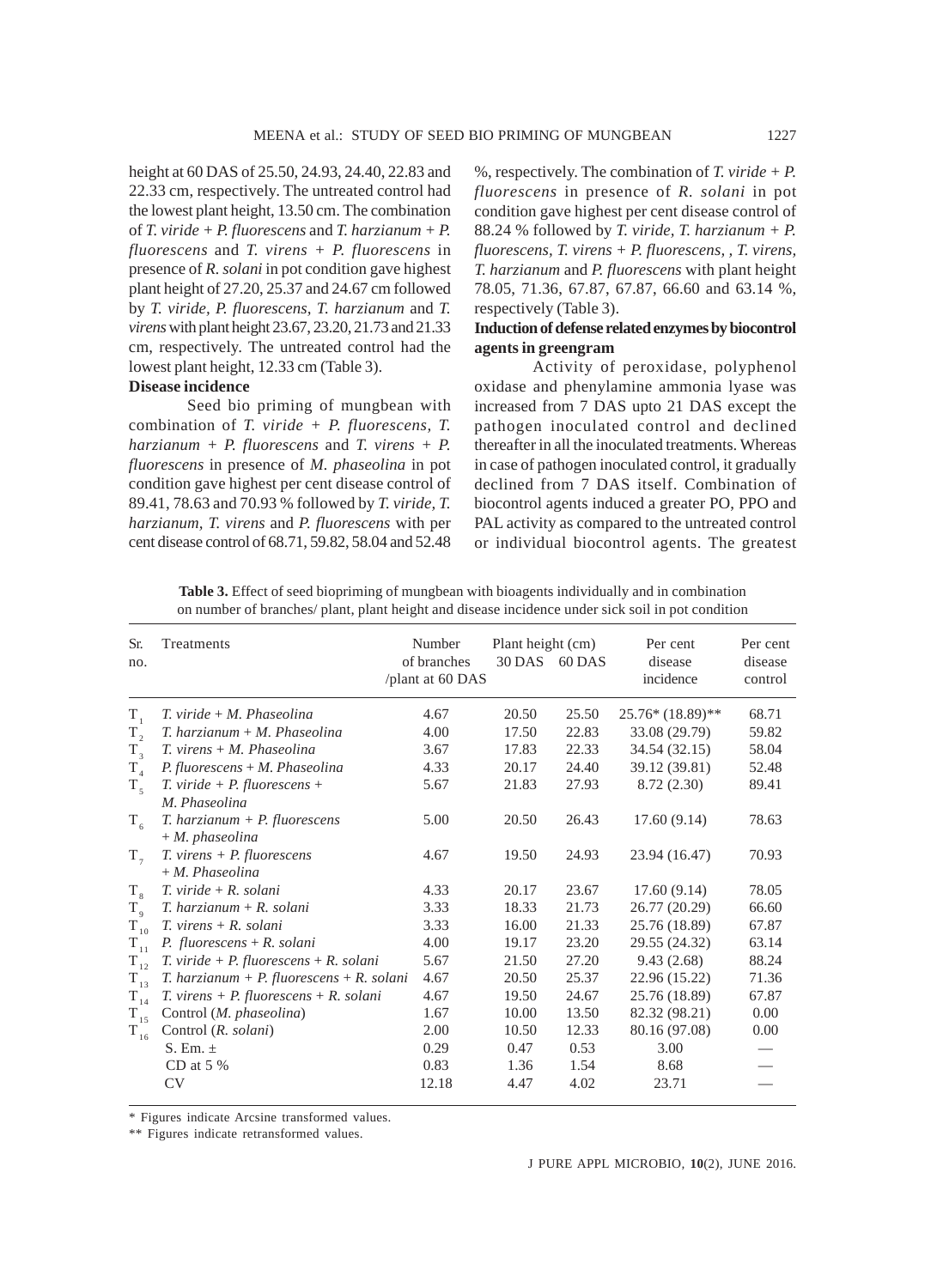height at 60 DAS of 25.50, 24.93, 24.40, 22.83 and 22.33 cm, respectively. The untreated control had the lowest plant height, 13.50 cm. The combination of *T. viride* + *P. fluorescens* and *T. harzianum* + *P. fluorescens* and *T. virens* + *P. fluorescens* in presence of *R. solani* in pot condition gave highest plant height of 27.20, 25.37 and 24.67 cm followed by *T. viride, P. fluorescens, T. harzianum* and *T. virens* with plant height 23.67, 23.20, 21.73 and 21.33 cm, respectively. The untreated control had the lowest plant height, 12.33 cm (Table 3).

**Disease incidence**

Seed bio priming of mungbean with combination of *T. viride* + *P. fluorescens, T. harzianum* + *P. fluorescens* and *T. virens* + *P. fluorescens* in presence of *M. phaseolina* in pot condition gave highest per cent disease control of 89.41, 78.63 and 70.93 % followed by *T. viride, T. harzianum, T. virens* and *P. fluorescens* with per cent disease control of 68.71, 59.82, 58.04 and 52.48 %, respectively. The combination of *T. viride* + *P. fluorescens* in presence of *R. solani* in pot condition gave highest per cent disease control of 88.24 % followed by *T. viride, T. harzianum* + *P. fluorescens, T. virens* + *P. fluorescens, , T. virens, T. harzianum* and *P. fluorescens* with plant height 78.05, 71.36, 67.87, 67.87, 66.60 and 63.14 %, respectively (Table 3).

**Induction of defense related enzymes by biocontrol agents in greengram**

Activity of peroxidase, polyphenol oxidase and phenylamine ammonia lyase was increased from 7 DAS upto 21 DAS except the pathogen inoculated control and declined thereafter in all the inoculated treatments. Whereas in case of pathogen inoculated control, it gradually declined from 7 DAS itself. Combination of biocontrol agents induced a greater PO, PPO and PAL activity as compared to the untreated control or individual biocontrol agents. The greatest

**Table 3.** Effect of seed biopriming of mungbean with bioagents individually and in combination on number of branches/ plant, plant height and disease incidence under sick soil in pot condition

| Sr. no. | Treatments | Number of branches /plant at 60 DAS | Plant height (cm) 30 DAS | Plant height (cm) 60 DAS | Per cent disease incidence | Per cent disease control |
|---|---|---|---|---|---|---|
| $T_1$ | *T. viride* + *M. Phaseolina* | 4.67 | 20.50 | 25.50 | 25.76* (18.89)** | 68.71 |
| $T_2$ | *T. harzianum* + *M. Phaseolina* | 4.00 | 17.50 | 22.83 | 33.08 (29.79) | 59.82 |
| $T_3$ | *T. virens* + *M. Phaseolina* | 3.67 | 17.83 | 22.33 | 34.54 (32.15) | 58.04 |
| $T_4$ | *P. fluorescens* + *M. Phaseolina* | 4.33 | 20.17 | 24.40 | 39.12 (39.81) | 52.48 |
| $T_5$ | *T. viride* + *P. fluorescens* + *M. Phaseolina* | 5.67 | 21.83 | 27.93 | 8.72 (2.30) | 89.41 |
| $T_6$ | *T. harzianum* + *P. fluorescens* + *M. phaseolina* | 5.00 | 20.50 | 26.43 | 17.60 (9.14) | 78.63 |
| $T_7$ | *T. virens* + *P. fluorescens* + *M. Phaseolina* | 4.67 | 19.50 | 24.93 | 23.94 (16.47) | 70.93 |
| $T_8$ | *T. viride* + *R. solani* | 4.33 | 20.17 | 23.67 | 17.60 (9.14) | 78.05 |
| $T_9$ | *T. harzianum* + *R. solani* | 3.33 | 18.33 | 21.73 | 26.77 (20.29) | 66.60 |
| $T_{10}$ | *T. virens* + *R. solani* | 3.33 | 16.00 | 21.33 | 25.76 (18.89) | 67.87 |
| $T_{11}$ | *P. fluorescens* + *R. solani* | 4.00 | 19.17 | 23.20 | 29.55 (24.32) | 63.14 |
| $T_{12}$ | *T. viride* + *P. fluorescens* + *R. solani* | 5.67 | 21.50 | 27.20 | 9.43 (2.68) | 88.24 |
| $T_{13}$ | *T. harzianum* + *P. fluorescens* + *R. solani* | 4.67 | 20.50 | 25.37 | 22.96 (15.22) | 71.36 |
| $T_{14}$ | *T. virens* + *P. fluorescens* + *R. solani* | 4.67 | 19.50 | 24.67 | 25.76 (18.89) | 67.87 |
| $T_{15}$ | Control (*M. phaseolina*) | 1.67 | 10.00 | 13.50 | 82.32 (98.21) | 0.00 |
| $T_{16}$ | Control (*R. solani*) | 2.00 | 10.50 | 12.33 | 80.16 (97.08) | 0.00 |
| | S. Em. ± | 0.29 | 0.47 | 0.53 | 3.00 | — |
| | CD at 5 % | 0.83 | 1.36 | 1.54 | 8.68 | — |
| | CV | 12.18 | 4.47 | 4.02 | 23.71 | — |

\* Figures indicate Arcsine transformed values.

\*\* Figures indicate retransformed values.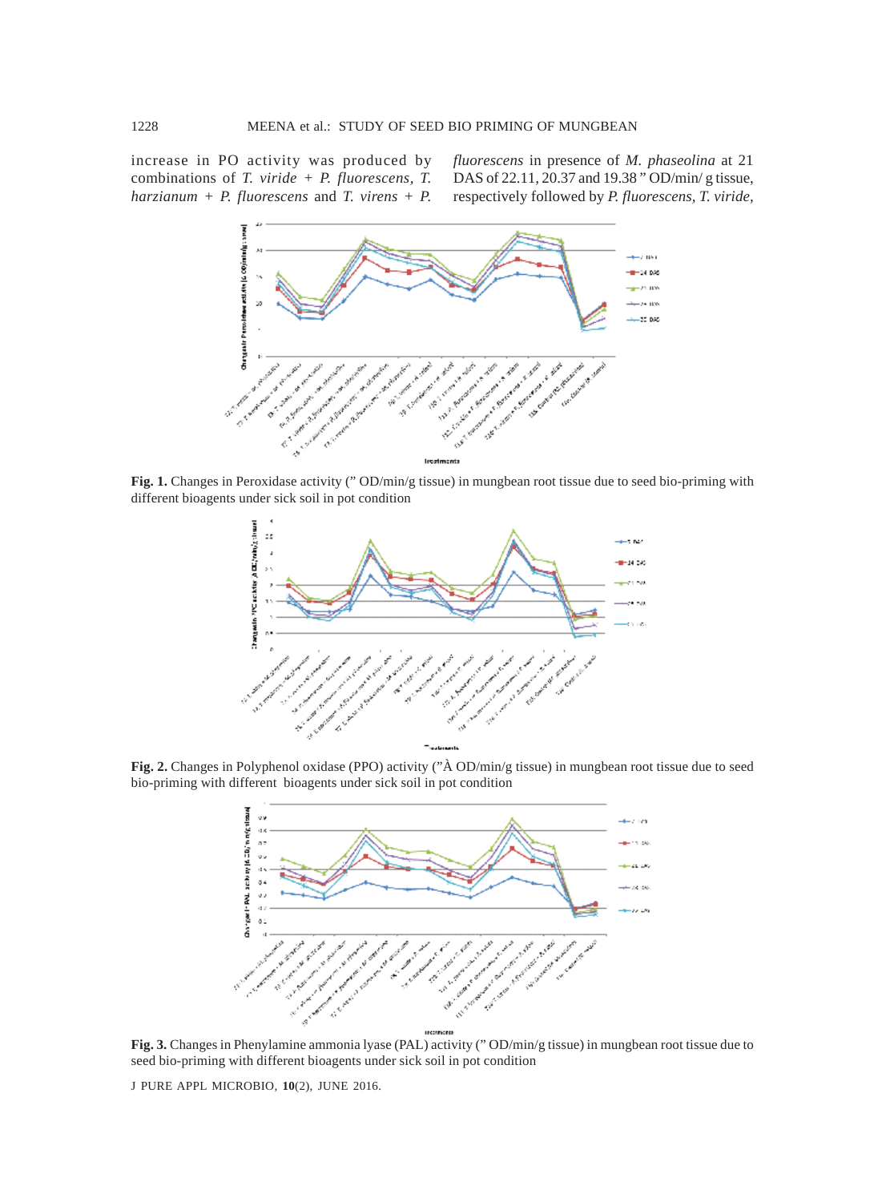increase in PO activity was produced by combinations of *T. viride* + *P. fluorescens*, *T. harzianum* + *P. fluorescens* and *T. virens* + *P. fluorescens* in presence of *M. phaseolina* at 21 DAS of 22.11, 20.37 and 19.38 " OD/min/ g tissue, respectively followed by *P. fluorescens*, *T. viride*,

**Fig. 1.** Changes in Peroxidase activity (" OD/min/g tissue) in mungbean root tissue due to seed bio-priming with different bioagents under sick soil in pot condition

**Fig. 2.** Changes in Polyphenol oxidase (PPO) activity ("À OD/min/g tissue) in mungbean root tissue due to seed bio-priming with different bioagents under sick soil in pot condition

**Fig. 3.** Changes in Phenylamine ammonia lyase (PAL) activity (" OD/min/g tissue) in mungbean root tissue due to seed bio-priming with different bioagents under sick soil in pot condition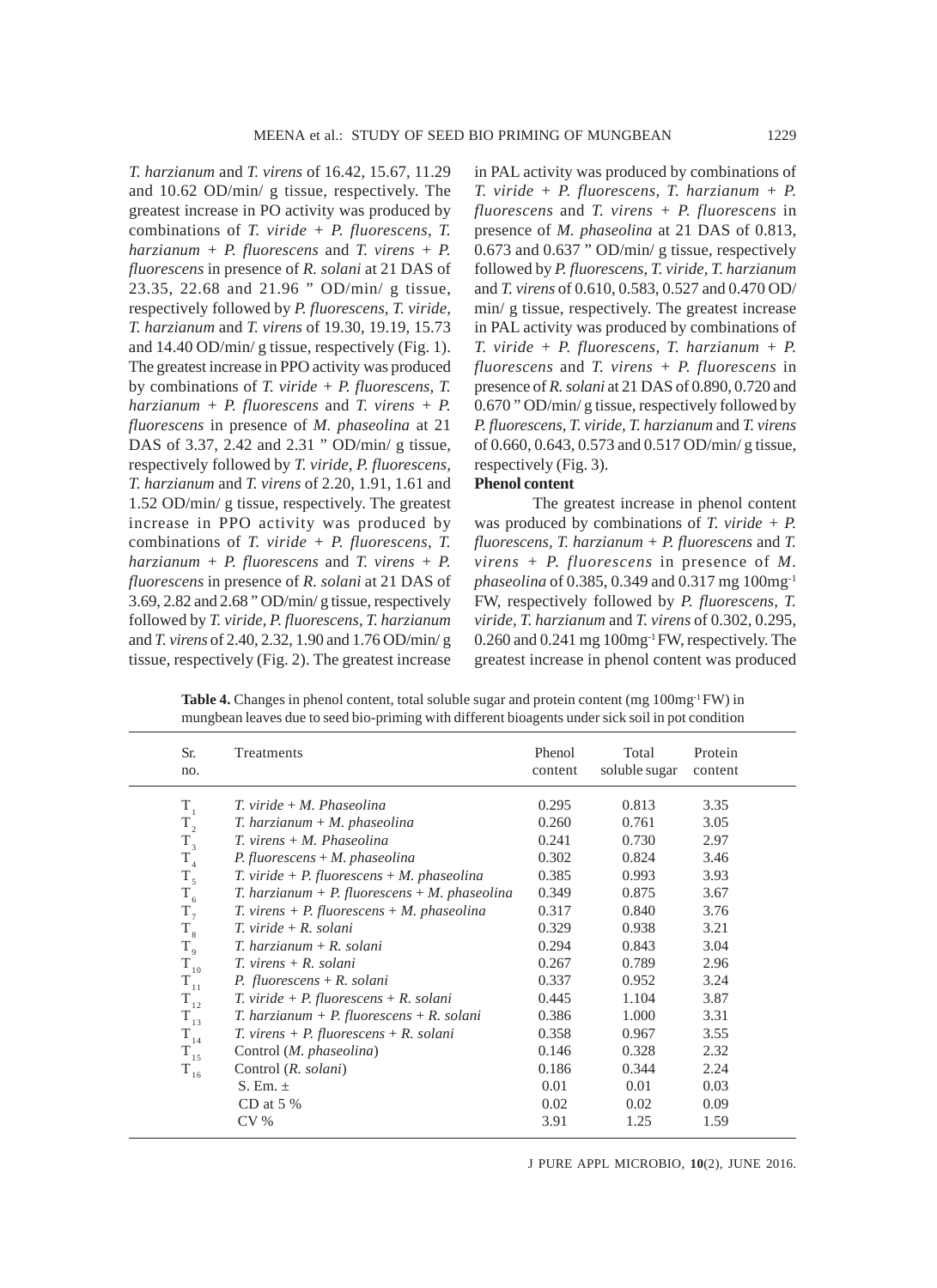*T. harzianum* and *T. virens* of 16.42, 15.67, 11.29 and 10.62 OD/min/ g tissue, respectively. The greatest increase in PO activity was produced by combinations of *T. viride* + *P. fluorescens*, *T. harzianum* + *P. fluorescens* and *T. virens* + *P. fluorescens* in presence of *R. solani* at 21 DAS of 23.35, 22.68 and 21.96 " OD/min/ g tissue, respectively followed by *P. fluorescens*, *T. viride*, *T. harzianum* and *T. virens* of 19.30, 19.19, 15.73 and 14.40 OD/min/ g tissue, respectively (Fig. 1). The greatest increase in PPO activity was produced by combinations of *T. viride* + *P. fluorescens*, *T. harzianum* + *P. fluorescens* and *T. virens* + *P. fluorescens* in presence of *M. phaseolina* at 21 DAS of 3.37, 2.42 and 2.31 " OD/min/ g tissue, respectively followed by *T. viride*, *P. fluorescens*, *T. harzianum* and *T. virens* of 2.20, 1.91, 1.61 and 1.52 OD/min/ g tissue, respectively. The greatest increase in PPO activity was produced by combinations of *T. viride* + *P. fluorescens*, *T. harzianum* + *P. fluorescens* and *T. virens* + *P. fluorescens* in presence of *R. solani* at 21 DAS of 3.69, 2.82 and 2.68 " OD/min/ g tissue, respectively followed by *T. viride*, *P. fluorescens*, *T. harzianum* and *T. virens* of 2.40, 2.32, 1.90 and 1.76 OD/min/ g tissue, respectively (Fig. 2). The greatest increase in PAL activity was produced by combinations of *T. viride* + *P. fluorescens*, *T. harzianum* + *P. fluorescens* and *T. virens* + *P. fluorescens* in presence of *M. phaseolina* at 21 DAS of 0.813, 0.673 and 0.637 " OD/min/ g tissue, respectively followed by *P. fluorescens*, *T. viride*, *T. harzianum* and *T. virens* of 0.610, 0.583, 0.527 and 0.470 OD/ min/ g tissue, respectively. The greatest increase in PAL activity was produced by combinations of *T. viride* + *P. fluorescens*, *T. harzianum* + *P. fluorescens* and *T. virens* + *P. fluorescens* in presence of *R. solani* at 21 DAS of 0.890, 0.720 and 0.670 " OD/min/ g tissue, respectively followed by *P. fluorescens*, *T. viride*, *T. harzianum* and *T. virens* of 0.660, 0.643, 0.573 and 0.517 OD/min/ g tissue, respectively (Fig. 3).

**Phenol content**

The greatest increase in phenol content was produced by combinations of *T. viride* + *P. fluorescens*, *T. harzianum* + *P. fluorescens* and *T. virens* + *P. fluorescens* in presence of *M. phaseolina* of 0.385, 0.349 and 0.317 mg 100mg$^{-1}$ FW, respectively followed by *P. fluorescens*, *T. viride*, *T. harzianum* and *T. virens* of 0.302, 0.295, 0.260 and 0.241 mg 100mg$^{-1}$ FW, respectively. The greatest increase in phenol content was produced

**Table 4.** Changes in phenol content, total soluble sugar and protein content (mg 100mg$^{-1}$ FW) in mungbean leaves due to seed bio-priming with different bioagents under sick soil in pot condition

| Sr. no. | Treatments | Phenol content | Total soluble sugar | Protein content |
|---|---|---|---|---|
| $T_1$ | *T. viride* + *M. Phaseolina* | 0.295 | 0.813 | 3.35 |
| $T_2$ | *T. harzianum* + *M. phaseolina* | 0.260 | 0.761 | 3.05 |
| $T_3$ | *T. virens* + *M. Phaseolina* | 0.241 | 0.730 | 2.97 |
| $T_4$ | *P. fluorescens* + *M. phaseolina* | 0.302 | 0.824 | 3.46 |
| $T_5$ | *T. viride* + *P. fluorescens* + *M. phaseolina* | 0.385 | 0.993 | 3.93 |
| $T_6$ | *T. harzianum* + *P. fluorescens* + *M. phaseolina* | 0.349 | 0.875 | 3.67 |
| $T_7$ | *T. virens* + *P. fluorescens* + *M. phaseolina* | 0.317 | 0.840 | 3.76 |
| $T_8$ | *T. viride* + *R. solani* | 0.329 | 0.938 | 3.21 |
| $T_9$ | *T. harzianum* + *R. solani* | 0.294 | 0.843 | 3.04 |
| $T_{10}$ | *T. virens* + *R. solani* | 0.267 | 0.789 | 2.96 |
| $T_{11}$ | *P. fluorescens* + *R. solani* | 0.337 | 0.952 | 3.24 |
| $T_{12}$ | *T. viride* + *P. fluorescens* + *R. solani* | 0.445 | 1.104 | 3.87 |
| $T_{13}$ | *T. harzianum* + *P. fluorescens* + *R. solani* | 0.386 | 1.000 | 3.31 |
| $T_{14}$ | *T. virens* + *P. fluorescens* + *R. solani* | 0.358 | 0.967 | 3.55 |
| $T_{15}$ | Control (*M. phaseolina*) | 0.146 | 0.328 | 2.32 |
| $T_{16}$ | Control (*R. solani*) | 0.186 | 0.344 | 2.24 |
| | S. Em. ± | 0.01 | 0.01 | 0.03 |
| | CD at 5 % | 0.02 | 0.02 | 0.09 |
| | CV % | 3.91 | 1.25 | 1.59 |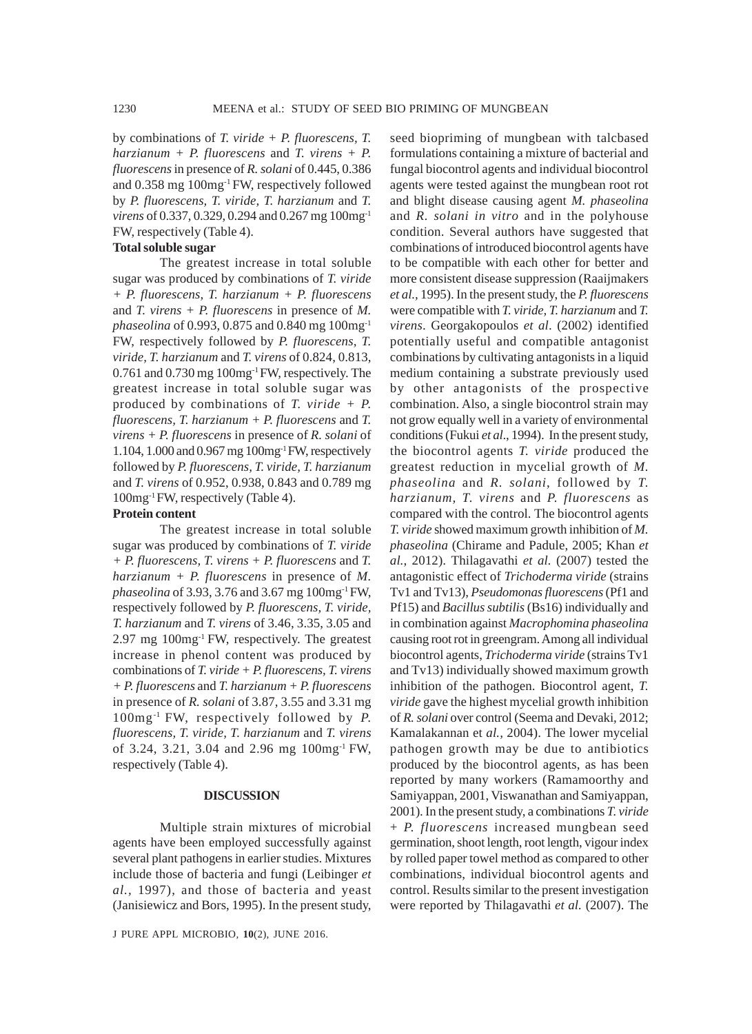by combinations of *T. viride* + *P. fluorescens*, *T. harzianum* + *P. fluorescens* and *T. virens* + *P. fluorescens* in presence of *R. solani* of 0.445, 0.386 and 0.358 mg $100mg^{-1}$ FW, respectively followed by *P. fluorescens*, *T. viride*, *T. harzianum* and *T. virens* of 0.337, 0.329, 0.294 and 0.267 mg $100mg^{-1}$ FW, respectively (Table 4).

**Total soluble sugar**

The greatest increase in total soluble sugar was produced by combinations of *T. viride* + *P. fluorescens*, *T. harzianum* + *P. fluorescens* and *T. virens* + *P. fluorescens* in presence of *M. phaseolina* of 0.993, 0.875 and 0.840 mg $100mg^{-1}$ FW, respectively followed by *P. fluorescens*, *T. viride*, *T. harzianum* and *T. virens* of 0.824, 0.813, 0.761 and 0.730 mg $100mg^{-1}$ FW, respectively. The greatest increase in total soluble sugar was produced by combinations of *T. viride* + *P. fluorescens*, *T. harzianum* + *P. fluorescens* and *T. virens* + *P. fluorescens* in presence of *R. solani* of 1.104, 1.000 and 0.967 mg $100mg^{-1}$ FW, respectively followed by *P. fluorescens*, *T. viride*, *T. harzianum* and *T. virens* of 0.952, 0.938, 0.843 and 0.789 mg $100mg^{-1}$ FW, respectively (Table 4).

**Protein content**

The greatest increase in total soluble sugar was produced by combinations of *T. viride* + *P. fluorescens*, *T. virens* + *P. fluorescens* and *T. harzianum* + *P. fluorescens* in presence of *M. phaseolina* of 3.93, 3.76 and 3.67 mg $100mg^{-1}$ FW, respectively followed by *P. fluorescens*, *T. viride*, *T. harzianum* and *T. virens* of 3.46, 3.35, 3.05 and 2.97 mg $100mg^{-1}$ FW, respectively. The greatest increase in phenol content was produced by combinations of *T. viride* + *P. fluorescens*, *T. virens* + *P. fluorescens* and *T. harzianum* + *P. fluorescens* in presence of *R. solani* of 3.87, 3.55 and 3.31 mg $100mg^{-1}$ FW, respectively followed by *P. fluorescens*, *T. viride*, *T. harzianum* and *T. virens* of 3.24, 3.21, 3.04 and 2.96 mg $100mg^{-1}$ FW, respectively (Table 4).

## DISCUSSION

Multiple strain mixtures of microbial agents have been employed successfully against several plant pathogens in earlier studies. Mixtures include those of bacteria and fungi (Leibinger *et al.*, 1997), and those of bacteria and yeast (Janisiewicz and Bors, 1995). In the present study, seed biopriming of mungbean with talcbased formulations containing a mixture of bacterial and fungal biocontrol agents and individual biocontrol agents were tested against the mungbean root rot and blight disease causing agent *M. phaseolina* and *R. solani in vitro* and in the polyhouse condition. Several authors have suggested that combinations of introduced biocontrol agents have to be compatible with each other for better and more consistent disease suppression (Raaijmakers *et al.*, 1995). In the present study, the *P. fluorescens* were compatible with *T. viride*, *T. harzianum* and *T. virens*. Georgakopoulos *et al*. (2002) identified potentially useful and compatible antagonist combinations by cultivating antagonists in a liquid medium containing a substrate previously used by other antagonists of the prospective combination. Also, a single biocontrol strain may not grow equally well in a variety of environmental conditions (Fukui *et al*., 1994). In the present study, the biocontrol agents *T. viride* produced the greatest reduction in mycelial growth of *M. phaseolina* and *R. solani*, followed by *T. harzianum*, *T. virens* and *P. fluorescens* as compared with the control. The biocontrol agents *T. viride* showed maximum growth inhibition of *M. phaseolina* (Chirame and Padule, 2005; Khan *et al.*, 2012). Thilagavathi *et al.* (2007) tested the antagonistic effect of *Trichoderma viride* (strains Tv1 and Tv13), *Pseudomonas fluorescens* (Pf1 and Pf15) and *Bacillus subtilis* (Bs16) individually and in combination against *Macrophomina phaseolina* causing root rot in greengram. Among all individual biocontrol agents, *Trichoderma viride* (strains Tv1 and Tv13) individually showed maximum growth inhibition of the pathogen. Biocontrol agent, *T. viride* gave the highest mycelial growth inhibition of *R. solani* over control (Seema and Devaki, 2012; Kamalakannan et *al.*, 2004). The lower mycelial pathogen growth may be due to antibiotics produced by the biocontrol agents, as has been reported by many workers (Ramamoorthy and Samiyappan, 2001, Viswanathan and Samiyappan, 2001). In the present study, a combinations *T. viride* + *P. fluorescens* increased mungbean seed germination, shoot length, root length, vigour index by rolled paper towel method as compared to other combinations, individual biocontrol agents and control. Results similar to the present investigation were reported by Thilagavathi *et al.* (2007). The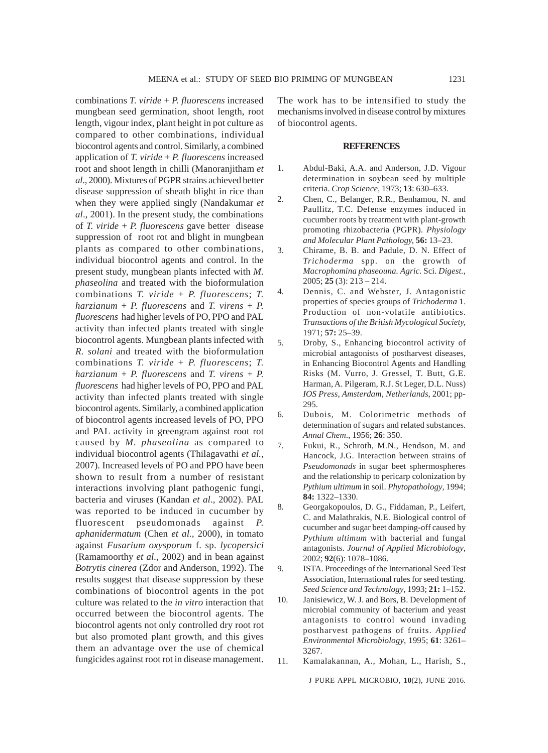combinations *T. viride* + *P. fluorescens* increased mungbean seed germination, shoot length, root length, vigour index, plant height in pot culture as compared to other combinations, individual biocontrol agents and control. Similarly, a combined application of *T. viride* + *P. fluorescens* increased root and shoot length in chilli (Manoranjitham *et al.*, 2000). Mixtures of PGPR strains achieved better disease suppression of sheath blight in rice than when they were applied singly (Nandakumar *et al*., 2001). In the present study, the combinations of *T. viride* + *P. fluorescens* gave better disease suppression of root rot and blight in mungbean plants as compared to other combinations, individual biocontrol agents and control. In the present study, mungbean plants infected with *M. phaseolina* and treated with the bioformulation combinations *T. viride* + *P. fluorescens*; *T. harzianum* + *P. fluorescens* and *T. virens* + *P. fluorescens* had higher levels of PO, PPO and PAL activity than infected plants treated with single biocontrol agents. Mungbean plants infected with *R. solani* and treated with the bioformulation combinations *T. viride* + *P. fluorescens*; *T. harzianum* + *P. fluorescens* and *T. virens* + *P. fluorescens* had higher levels of PO, PPO and PAL activity than infected plants treated with single biocontrol agents. Similarly, a combined application of biocontrol agents increased levels of PO, PPO and PAL activity in greengram against root rot caused by *M. phaseolina* as compared to individual biocontrol agents (Thilagavathi *et al.*, 2007). Increased levels of PO and PPO have been shown to result from a number of resistant interactions involving plant pathogenic fungi, bacteria and viruses (Kandan *et al*., 2002). PAL was reported to be induced in cucumber by fluorescent pseudomonads against *P. aphanidermatum* (Chen *et al.*, 2000), in tomato against *Fusarium oxysporum* f. sp. *lycopersici* (Ramamoorthy *et al.*, 2002) and in bean against *Botrytis cinerea* (Zdor and Anderson, 1992). The results suggest that disease suppression by these combinations of biocontrol agents in the pot culture was related to the *in vitro* interaction that occurred between the biocontrol agents. The biocontrol agents not only controlled dry root rot but also promoted plant growth, and this gives them an advantage over the use of chemical fungicides against root rot in disease management. The work has to be intensified to study the mechanisms involved in disease control by mixtures of biocontrol agents.

## REFERENCES

1. Abdul-Baki, A.A. and Anderson, J.D. Vigour determination in soybean seed by multiple criteria. *Crop Science*, 1973; **13**: 630–633.
2. Chen, C., Belanger, R.R., Benhamou, N. and Paullitz, T.C. Defense enzymes induced in cucumber roots by treatment with plant-growth promoting rhizobacteria (PGPR). *Physiology and Molecular Plant Pathology,* **56:** 13–23.
3. Chirame, B. B. and Padule, D. N. Effect of *Trichoderma* spp. on the growth of *Macrophomina phaseouna. Agric.* Sci. *Digest.*, 2005; **25** (3): 213 – 214.
4. Dennis, C. and Webster, J. Antagonistic properties of species groups of *Trichoderma* 1. Production of non-volatile antibiotics. *Transactions of the British Mycological Society,* 1971; **57:** 25–39.
5. Droby, S., Enhancing biocontrol activity of microbial antagonists of postharvest diseases, in Enhancing Biocontrol Agents and Handling Risks (M. Vurro, J. Gressel, T. Butt, G.E. Harman, A. Pilgeram, R.J. St Leger, D.L. Nuss) *IOS Press, Amsterdam, Netherlands,* 2001; pp-295.
6. Dubois, M. Colorimetric methods of determination of sugars and related substances. *Annal Chem.*, 1956; **26**: 350.
7. Fukui, R., Schroth, M.N., Hendson, M. and Hancock, J.G. Interaction between strains of *Pseudomonads* in sugar beet sphermospheres and the relationship to pericarp colonization by *Pythium ultimum* in soil. *Phytopathology,* 1994; **84:** 1322–1330.
8. Georgakopoulos, D. G., Fiddaman, P., Leifert, C. and Malathrakis, N.E. Biological control of cucumber and sugar beet damping-off caused by *Pythium ultimum* with bacterial and fungal antagonists. *Journal of Applied Microbiology,* 2002; **92**(6): 1078–1086.
9. ISTA. Proceedings of the International Seed Test Association, International rules for seed testing. *Seed Science and Technology*, 1993; **21:** 1–152.
10. Janisiewicz, W. J. and Bors, B. Development of microbial community of bacterium and yeast antagonists to control wound invading postharvest pathogens of fruits. *Applied Environmental Microbiology*, 1995; **61**: 3261–3267.
11. Kamalakannan, A., Mohan, L., Harish, S.,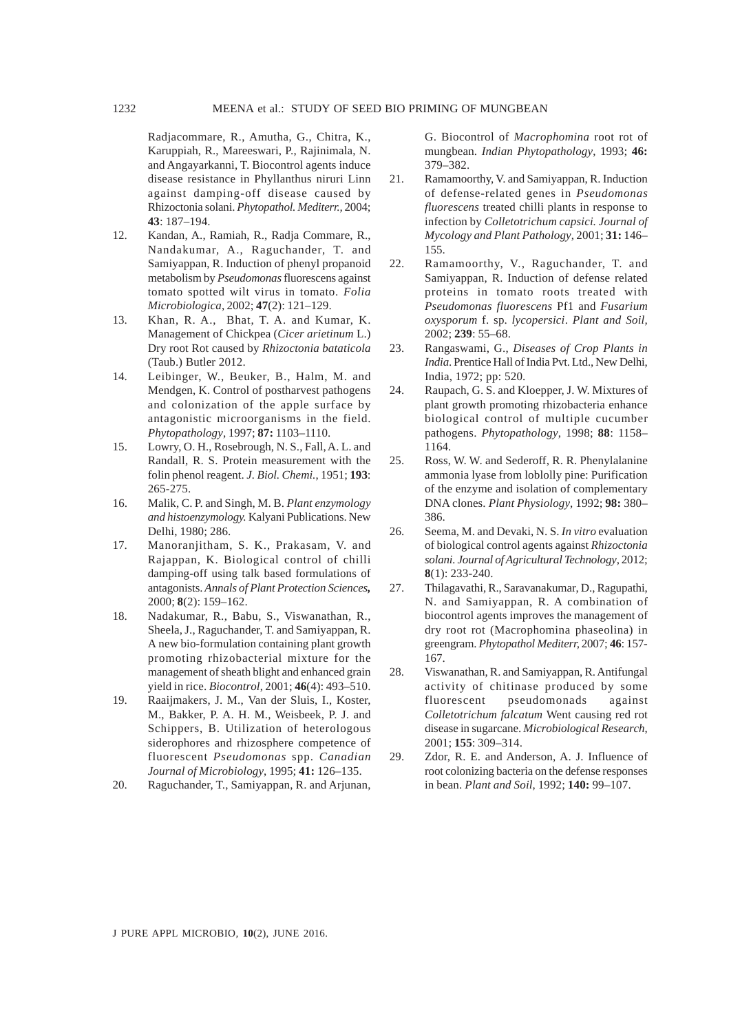Radjacommare, R., Amutha, G., Chitra, K., Karuppiah, R., Mareeswari, P., Rajinimala, N. and Angayarkanni, T. Biocontrol agents induce disease resistance in Phyllanthus niruri Linn against damping-off disease caused by Rhizoctonia solani. *Phytopathol. Mediterr.*, 2004; **43**: 187–194.

12. Kandan, A., Ramiah, R., Radja Commare, R., Nandakumar, A., Raguchander, T. and Samiyappan, R. Induction of phenyl propanoid metabolism by *Pseudomonas* fluorescens against tomato spotted wilt virus in tomato. *Folia Microbiologica*, 2002; **47**(2): 121–129.
13. Khan, R. A., Bhat, T. A. and Kumar, K. Management of Chickpea (*Cicer arietinum* L.) Dry root Rot caused by *Rhizoctonia bataticola* (Taub.) Butler 2012.
14. Leibinger, W., Beuker, B., Halm, M. and Mendgen, K. Control of postharvest pathogens and colonization of the apple surface by antagonistic microorganisms in the field. *Phytopathology*, 1997; **87:** 1103–1110.
15. Lowry, O. H., Rosebrough, N. S., Fall, A. L. and Randall, R. S. Protein measurement with the folin phenol reagent. *J. Biol. Chemi.*, 1951; **193**: 265-275.
16. Malik, C. P. and Singh, M. B. *Plant enzymology and histoenzymology.* Kalyani Publications. New Delhi, 1980; 286.
17. Manoranjitham, S. K., Prakasam, V. and Rajappan, K. Biological control of chilli damping-off using talk based formulations of antagonists. *Annals of Plant Protection Sciences,* 2000; **8**(2): 159–162.
18. Nadakumar, R., Babu, S., Viswanathan, R., Sheela, J., Raguchander, T. and Samiyappan, R. A new bio-formulation containing plant growth promoting rhizobacterial mixture for the management of sheath blight and enhanced grain yield in rice. *Biocontrol*, 2001; **46**(4): 493–510.
19. Raaijmakers, J. M., Van der Sluis, I., Koster, M., Bakker, P. A. H. M., Weisbeek, P. J. and Schippers, B. Utilization of heterologous siderophores and rhizosphere competence of fluorescent *Pseudomonas* spp. *Canadian Journal of Microbiology*, 1995; **41:** 126–135.
20. Raguchander, T., Samiyappan, R. and Arjunan, G. Biocontrol of *Macrophomina* root rot of mungbean. *Indian Phytopathology*, 1993; **46:** 379–382.
21. Ramamoorthy, V. and Samiyappan, R. Induction of defense-related genes in *Pseudomonas fluorescens* treated chilli plants in response to infection by *Colletotrichum capsici. Journal of Mycology and Plant Pathology*, 2001; **31:** 146–155.
22. Ramamoorthy, V., Raguchander, T. and Samiyappan, R. Induction of defense related proteins in tomato roots treated with *Pseudomonas fluorescens* Pf1 and *Fusarium oxysporum* f. sp. *lycopersici*. *Plant and Soil,* 2002; **239**: 55–68.
23. Rangaswami, G., *Diseases of Crop Plants in India.* Prentice Hall of India Pvt. Ltd., New Delhi, India, 1972; pp: 520.
24. Raupach, G. S. and Kloepper, J. W. Mixtures of plant growth promoting rhizobacteria enhance biological control of multiple cucumber pathogens. *Phytopathology*, 1998; **88**: 1158–1164.
25. Ross, W. W. and Sederoff, R. R. Phenylalanine ammonia lyase from loblolly pine: Purification of the enzyme and isolation of complementary DNA clones. *Plant Physiology*, 1992; **98:** 380–386.
26. Seema, M. and Devaki, N. S. *In vitro* evaluation of biological control agents against *Rhizoctonia solani. Journal of Agricultural Technology*, 2012; **8**(1): 233-240.
27. Thilagavathi, R., Saravanakumar, D., Ragupathi, N. and Samiyappan, R. A combination of biocontrol agents improves the management of dry root rot (Macrophomina phaseolina) in greengram. *Phytopathol Mediterr,* 2007; **46**: 157-167.
28. Viswanathan, R. and Samiyappan, R. Antifungal activity of chitinase produced by some fluorescent pseudomonads against *Colletotrichum falcatum* Went causing red rot disease in sugarcane. *Microbiological Research*, 2001; **155**: 309–314.
29. Zdor, R. E. and Anderson, A. J. Influence of root colonizing bacteria on the defense responses in bean. *Plant and Soil*, 1992; **140:** 99–107.